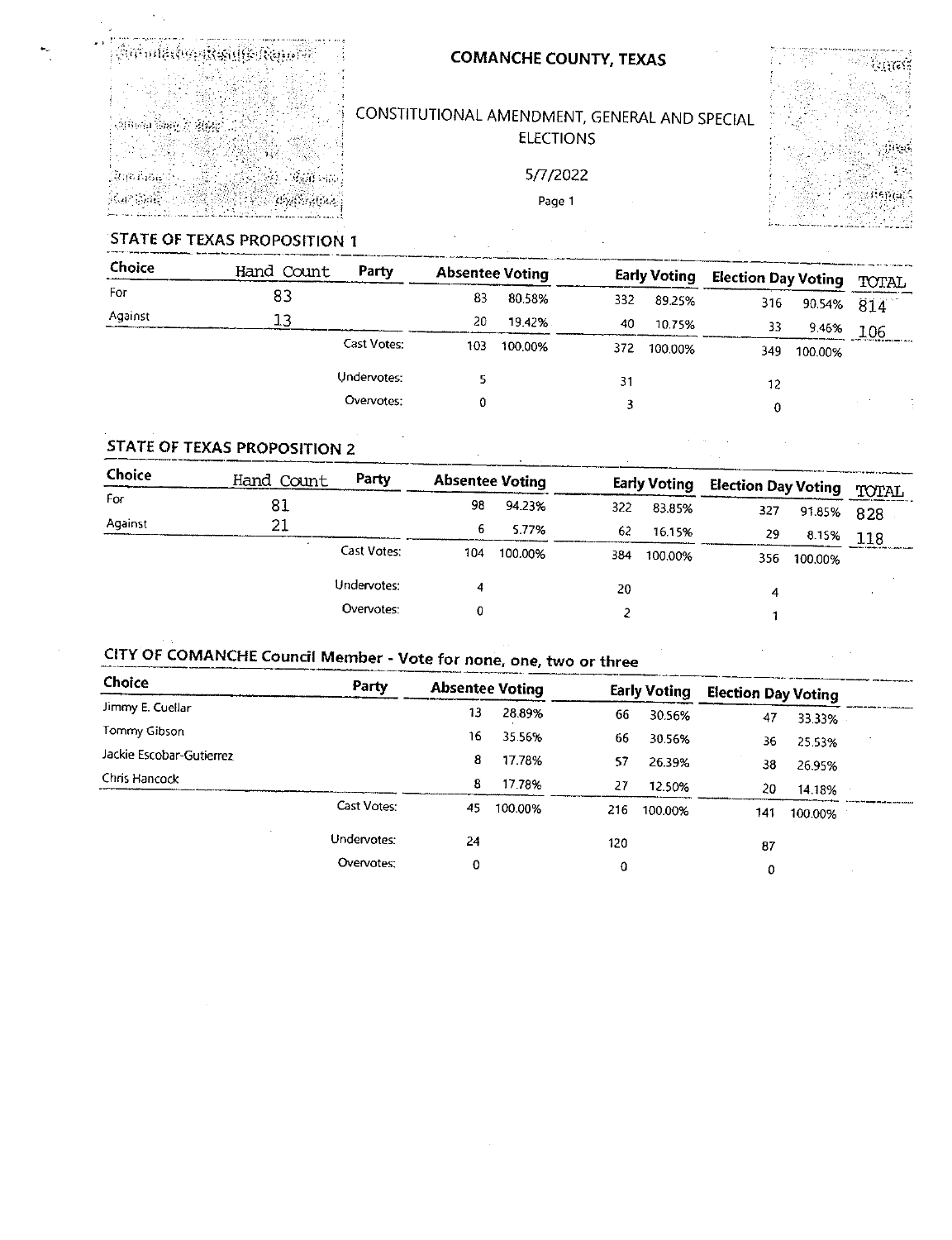# COMANCHE COUNTY, TEXAS

## CONSTITUTIONAL AMENDMENT, GENERAL AND SPECIAL ELECTIONS

5/7/2022

### STATE OF TEXAS PROPOSITION 1

| Choice | Hand Count | Party | Absentee Voting | | Early Voting | | Election Day Voting | | TOTAL |
|---|---|---|---|---|---|---|---|---|---|
| For | 83 | | 83 | 80.58% | 332 | 89.25% | 316 | 90.54% | 814 |
| Against | 13 | | 20 | 19.42% | 40 | 10.75% | 33 | 9.46% | 106 |
| | | Cast Votes: | 103 | 100.00% | 372 | 100.00% | 349 | 100.00% | |
| | | Undervotes: | 5 | | 31 | | 12 | | |
| | | Overvotes: | 0 | | 3 | | 0 | | |

### STATE OF TEXAS PROPOSITION 2

| Choice | Hand Count | Party | Absentee Voting | | Early Voting | | Election Day Voting | | TOTAL |
|---|---|---|---|---|---|---|---|---|---|
| For | 81 | | 98 | 94.23% | 322 | 83.85% | 327 | 91.85% | 828 |
| Against | 21 | | 6 | 5.77% | 62 | 16.15% | 29 | 8.15% | 118 |
| | | Cast Votes: | 104 | 100.00% | 384 | 100.00% | 356 | 100.00% | |
| | | Undervotes: | 4 | | 20 | | 4 | | |
| | | Overvotes: | 0 | | 2 | | 1 | | |

### CITY OF COMANCHE Council Member - Vote for none, one, two or three

| Choice | Party | Absentee Voting | | Early Voting | | Election Day Voting | |
|---|---|---|---|---|---|---|---|
| Jimmy E. Cuellar | | 13 | 28.89% | 66 | 30.56% | 47 | 33.33% |
| Tommy Gibson | | 16 | 35.56% | 66 | 30.56% | 36 | 25.53% |
| Jackie Escobar-Gutierrez | | 8 | 17.78% | 57 | 26.39% | 38 | 26.95% |
| Chris Hancock | | 8 | 17.78% | 27 | 12.50% | 20 | 14.18% |
| | Cast Votes: | 45 | 100.00% | 216 | 100.00% | 141 | 100.00% |
| | Undervotes: | 24 | | 120 | | 87 | |
| | Overvotes: | 0 | | 0 | | 0 | |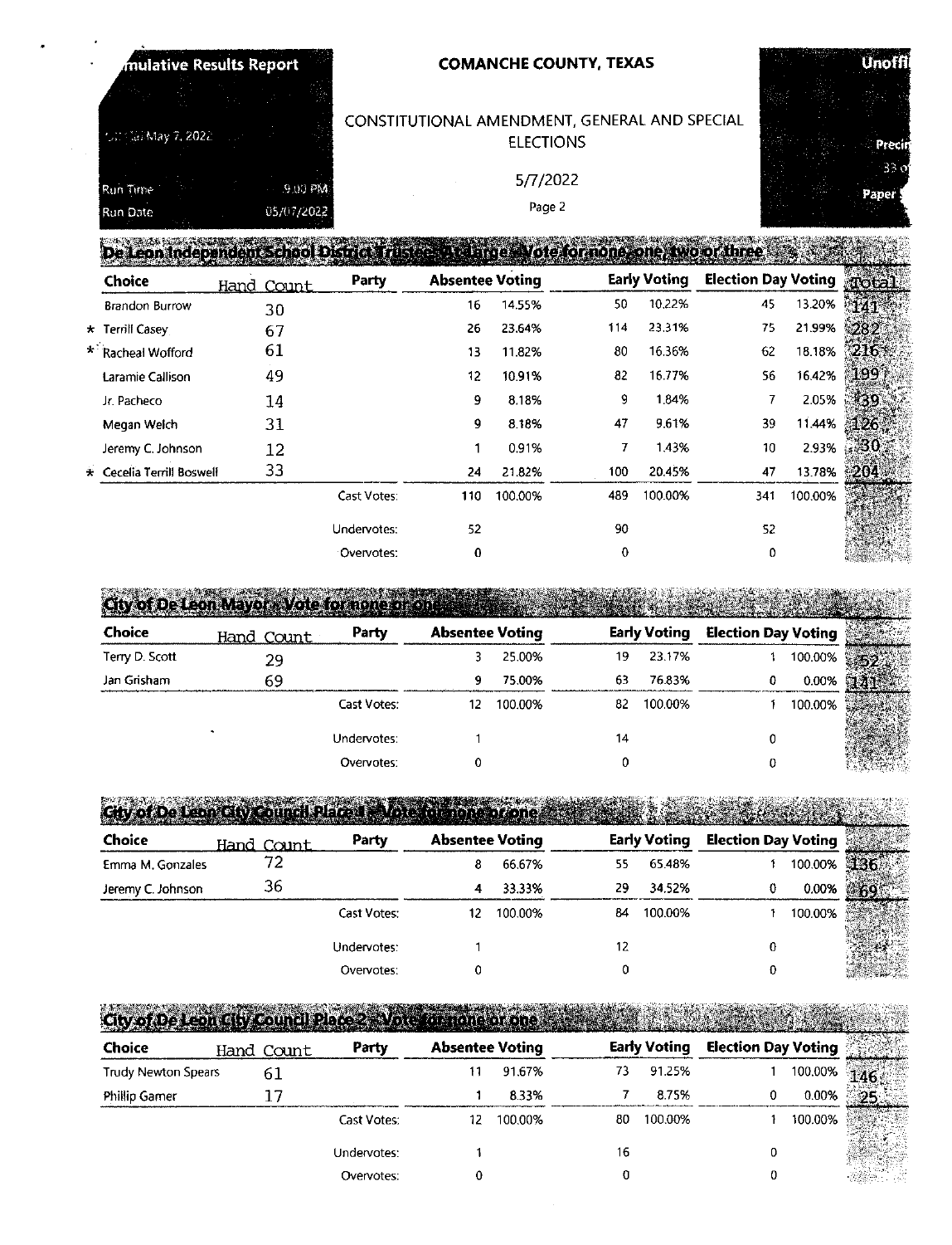Cumulative Results Report

Unofficial

# COMANCHE COUNTY, TEXAS

CONSTITUTIONAL AMENDMENT, GENERAL AND SPECIAL ELECTIONS

5/7/2022

May 7, 2022

Run Time 9:00 PM

Run Date 05/07/2022

Precincts 33 of

Paper

## De Leon Independent School District Trustee At Large - Vote for none, one, two or three

| Choice | Hand Count | Party | Absentee Voting | | Early Voting | | Election Day Voting | | Total |
|---|---|---|---|---|---|---|---|---|---|
| Brandon Burrow | 30 | | 16 | 14.55% | 50 | 10.22% | 45 | 13.20% | 141 |
| * Terrill Casey | 67 | | 26 | 23.64% | 114 | 23.31% | 75 | 21.99% | 282 |
| * Racheal Wofford | 61 | | 13 | 11.82% | 80 | 16.36% | 62 | 18.18% | 216 |
| Laramie Callison | 49 | | 12 | 10.91% | 82 | 16.77% | 56 | 16.42% | 199 |
| Jr. Pacheco | 14 | | 9 | 8.18% | 9 | 1.84% | 7 | 2.05% | 39 |
| Megan Welch | 31 | | 9 | 8.18% | 47 | 9.61% | 39 | 11.44% | 126 |
| Jeremy C. Johnson | 12 | | 1 | 0.91% | 7 | 1.43% | 10 | 2.93% | 30 |
| * Cecelia Terrill Boswell | 33 | | 24 | 21.82% | 100 | 20.45% | 47 | 13.78% | 204 |
| | | Cast Votes: | 110 | 100.00% | 489 | 100.00% | 341 | 100.00% | |
| | | Undervotes: | 52 | | 90 | | 52 | | |
| | | Overvotes: | 0 | | 0 | | 0 | | |

## City of De Leon Mayor - Vote for none or one

| Choice | Hand Count | Party | Absentee Voting | | Early Voting | | Election Day Voting | | Total |
|---|---|---|---|---|---|---|---|---|---|
| Terry D. Scott | 29 | | 3 | 25.00% | 19 | 23.17% | 1 | 100.00% | 52 |
| Jan Grisham | 69 | | 9 | 75.00% | 63 | 76.83% | 0 | 0.00% | 141 |
| | | Cast Votes: | 12 | 100.00% | 82 | 100.00% | 1 | 100.00% | |
| | | Undervotes: | 1 | | 14 | | 0 | | |
| | | Overvotes: | 0 | | 0 | | 0 | | |

## City of De Leon City Council Place 1 - Vote for none or one

| Choice | Hand Count | Party | Absentee Voting | | Early Voting | | Election Day Voting | | Total |
|---|---|---|---|---|---|---|---|---|---|
| Emma M. Gonzales | 72 | | 8 | 66.67% | 55 | 65.48% | 1 | 100.00% | 136 |
| Jeremy C. Johnson | 36 | | 4 | 33.33% | 29 | 34.52% | 0 | 0.00% | 69 |
| | | Cast Votes: | 12 | 100.00% | 84 | 100.00% | 1 | 100.00% | |
| | | Undervotes: | 1 | | 12 | | 0 | | |
| | | Overvotes: | 0 | | 0 | | 0 | | |

## City of De Leon City Council Place 2 - Vote for none or one

| Choice | Hand Count | Party | Absentee Voting | | Early Voting | | Election Day Voting | | Total |
|---|---|---|---|---|---|---|---|---|---|
| Trudy Newton Spears | 61 | | 11 | 91.67% | 73 | 91.25% | 1 | 100.00% | 146 |
| Phillip Garner | 17 | | 1 | 8.33% | 7 | 8.75% | 0 | 0.00% | 25 |
| | | Cast Votes: | 12 | 100.00% | 80 | 100.00% | 1 | 100.00% | |
| | | Undervotes: | 1 | | 16 | | 0 | | |
| | | Overvotes: | 0 | | 0 | | 0 | | |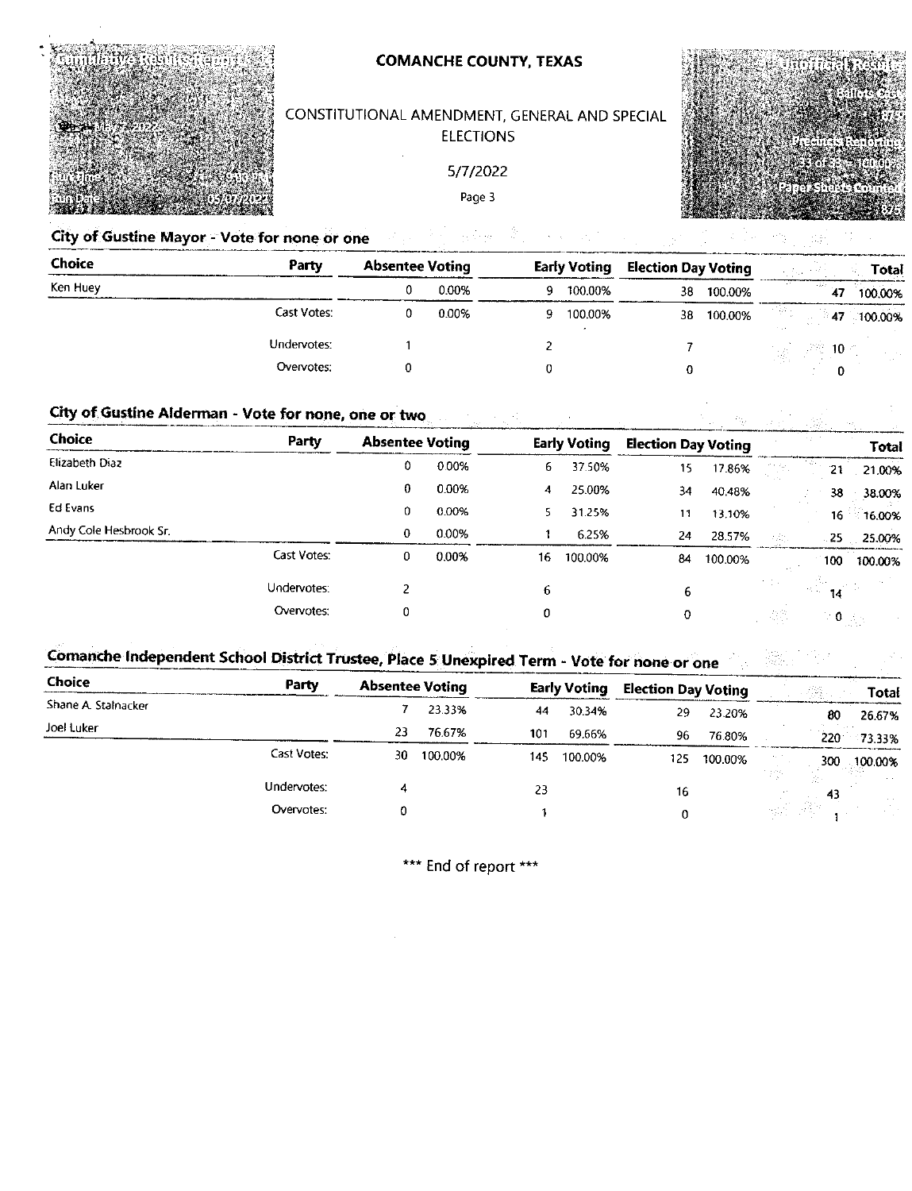# COMANCHE COUNTY, TEXAS

CONSTITUTIONAL AMENDMENT, GENERAL AND SPECIAL ELECTIONS

5/7/2022

## City of Gustine Mayor - Vote for none or one

| Choice | Party | Absentee Voting | | Early Voting | | Election Day Voting | | Total | |
|---|---|---|---|---|---|---|---|---|---|
| Ken Huey | | 0 | 0.00% | 9 | 100.00% | 38 | 100.00% | 47 | 100.00% |
| | Cast Votes: | 0 | 0.00% | 9 | 100.00% | 38 | 100.00% | 47 | 100.00% |
| | Undervotes: | 1 | | 2 | | 7 | | 10 | |
| | Overvotes: | 0 | | 0 | | 0 | | 0 | |

## City of Gustine Alderman - Vote for none, one or two

| Choice | Party | Absentee Voting | | Early Voting | | Election Day Voting | | Total | |
|---|---|---|---|---|---|---|---|---|---|
| Elizabeth Diaz | | 0 | 0.00% | 6 | 37.50% | 15 | 17.86% | 21 | 21.00% |
| Alan Luker | | 0 | 0.00% | 4 | 25.00% | 34 | 40.48% | 38 | 38.00% |
| Ed Evans | | 0 | 0.00% | 5 | 31.25% | 11 | 13.10% | 16 | 16.00% |
| Andy Cole Hesbrook Sr. | | 0 | 0.00% | 1 | 6.25% | 24 | 28.57% | 25 | 25.00% |
| | Cast Votes: | 0 | 0.00% | 16 | 100.00% | 84 | 100.00% | 100 | 100.00% |
| | Undervotes: | 2 | | 6 | | 6 | | 14 | |
| | Overvotes: | 0 | | 0 | | 0 | | 0 | |

## Comanche Independent School District Trustee, Place 5 Unexpired Term - Vote for none or one

| Choice | Party | Absentee Voting | | Early Voting | | Election Day Voting | | Total | |
|---|---|---|---|---|---|---|---|---|---|
| Shane A. Stalnacker | | 7 | 23.33% | 44 | 30.34% | 29 | 23.20% | 80 | 26.67% |
| Joel Luker | | 23 | 76.67% | 101 | 69.66% | 96 | 76.80% | 220 | 73.33% |
| | Cast Votes: | 30 | 100.00% | 145 | 100.00% | 125 | 100.00% | 300 | 100.00% |
| | Undervotes: | 4 | | 23 | | 16 | | 43 | |
| | Overvotes: | 0 | | 1 | | 0 | | 1 | |

*** End of report ***